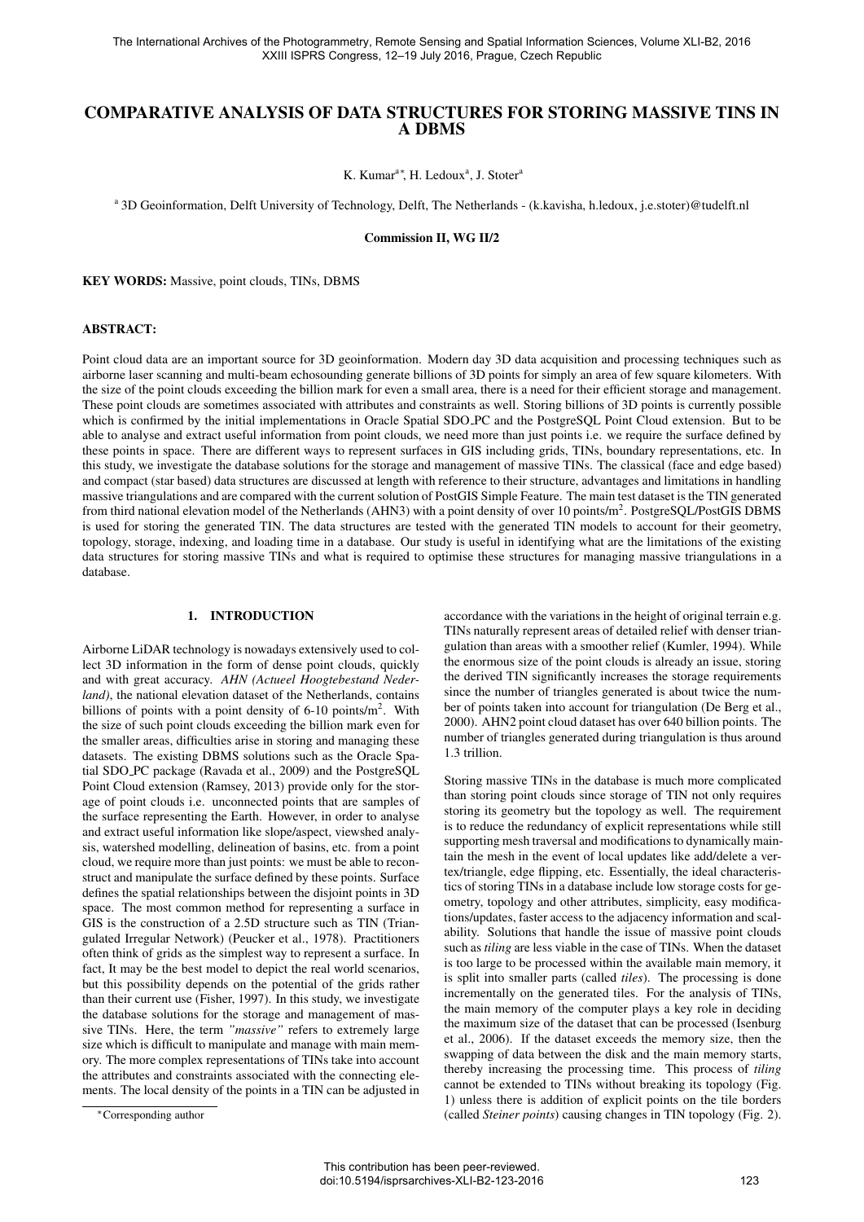# COMPARATIVE ANALYSIS OF DATA STRUCTURES FOR STORING MASSIVE TINS IN A DBMS

K. Kumar[a*], H. Ledoux[a], J. Stoter[a]

[a] 3D Geoinformation, Delft University of Technology, Delft, The Netherlands - (k.kavisha, h.ledoux, j.e.stoter)@tudelft.nl

**Commission II, WG II/2**

**KEY WORDS:** Massive, point clouds, TINs, DBMS

## ABSTRACT:

Point cloud data are an important source for 3D geoinformation. Modern day 3D data acquisition and processing techniques such as airborne laser scanning and multi-beam echosounding generate billions of 3D points for simply an area of few square kilometers. With the size of the point clouds exceeding the billion mark for even a small area, there is a need for their efficient storage and management. These point clouds are sometimes associated with attributes and constraints as well. Storing billions of 3D points is currently possible which is confirmed by the initial implementations in Oracle Spatial SDO_PC and the PostgreSQL Point Cloud extension. But to be able to analyse and extract useful information from point clouds, we need more than just points i.e. we require the surface defined by these points in space. There are different ways to represent surfaces in GIS including grids, TINs, boundary representations, etc. In this study, we investigate the database solutions for the storage and management of massive TINs. The classical (face and edge based) and compact (star based) data structures are discussed at length with reference to their structure, advantages and limitations in handling massive triangulations and are compared with the current solution of PostGIS Simple Feature. The main test dataset is the TIN generated from third national elevation model of the Netherlands (AHN3) with a point density of over 10 points/m$^2$. PostgreSQL/PostGIS DBMS is used for storing the generated TIN. The data structures are tested with the generated TIN models to account for their geometry, topology, storage, indexing, and loading time in a database. Our study is useful in identifying what are the limitations of the existing data structures for storing massive TINs and what is required to optimise these structures for managing massive triangulations in a database.

## 1. INTRODUCTION

Airborne LiDAR technology is nowadays extensively used to collect 3D information in the form of dense point clouds, quickly and with great accuracy. *AHN (Actueel Hoogtebestand Nederland)*, the national elevation dataset of the Netherlands, contains billions of points with a point density of 6-10 points/m$^2$. With the size of such point clouds exceeding the billion mark even for the smaller areas, difficulties arise in storing and managing these datasets. The existing DBMS solutions such as the Oracle Spatial SDO_PC package (Ravada et al., 2009) and the PostgreSQL Point Cloud extension (Ramsey, 2013) provide only for the storage of point clouds i.e. unconnected points that are samples of the surface representing the Earth. However, in order to analyse and extract useful information like slope/aspect, viewshed analysis, watershed modelling, delineation of basins, etc. from a point cloud, we require more than just points: we must be able to reconstruct and manipulate the surface defined by these points. Surface defines the spatial relationships between the disjoint points in 3D space. The most common method for representing a surface in GIS is the construction of a 2.5D structure such as TIN (Triangulated Irregular Network) (Peucker et al., 1978). Practitioners often think of grids as the simplest way to represent a surface. In fact, It may be the best model to depict the real world scenarios, but this possibility depends on the potential of the grids rather than their current use (Fisher, 1997). In this study, we investigate the database solutions for the storage and management of massive TINs. Here, the term *"massive"* refers to extremely large size which is difficult to manipulate and manage with main memory. The more complex representations of TINs take into account the attributes and constraints associated with the connecting elements. The local density of the points in a TIN can be adjusted in accordance with the variations in the height of original terrain e.g. TINs naturally represent areas of detailed relief with denser triangulation than areas with a smoother relief (Kumler, 1994). While the enormous size of the point clouds is already an issue, storing the derived TIN significantly increases the storage requirements since the number of triangles generated is about twice the number of points taken into account for triangulation (De Berg et al., 2000). AHN2 point cloud dataset has over 640 billion points. The number of triangles generated during triangulation is thus around 1.3 trillion.

Storing massive TINs in the database is much more complicated than storing point clouds since storage of TIN not only requires storing its geometry but the topology as well. The requirement is to reduce the redundancy of explicit representations while still supporting mesh traversal and modifications to dynamically maintain the mesh in the event of local updates like add/delete a vertex/triangle, edge flipping, etc. Essentially, the ideal characteristics of storing TINs in a database include low storage costs for geometry, topology and other attributes, simplicity, easy modifications/updates, faster access to the adjacency information and scalability. Solutions that handle the issue of massive point clouds such as *tiling* are less viable in the case of TINs. When the dataset is too large to be processed within the available main memory, it is split into smaller parts (called *tiles*). The processing is done incrementally on the generated tiles. For the analysis of TINs, the main memory of the computer plays a key role in deciding the maximum size of the dataset that can be processed (Isenburg et al., 2006). If the dataset exceeds the memory size, then the swapping of data between the disk and the main memory starts, thereby increasing the processing time. This process of *tiling* cannot be extended to TINs without breaking its topology (Fig. 1) unless there is addition of explicit points on the tile borders (called *Steiner points*) causing changes in TIN topology (Fig. 2).

*Corresponding author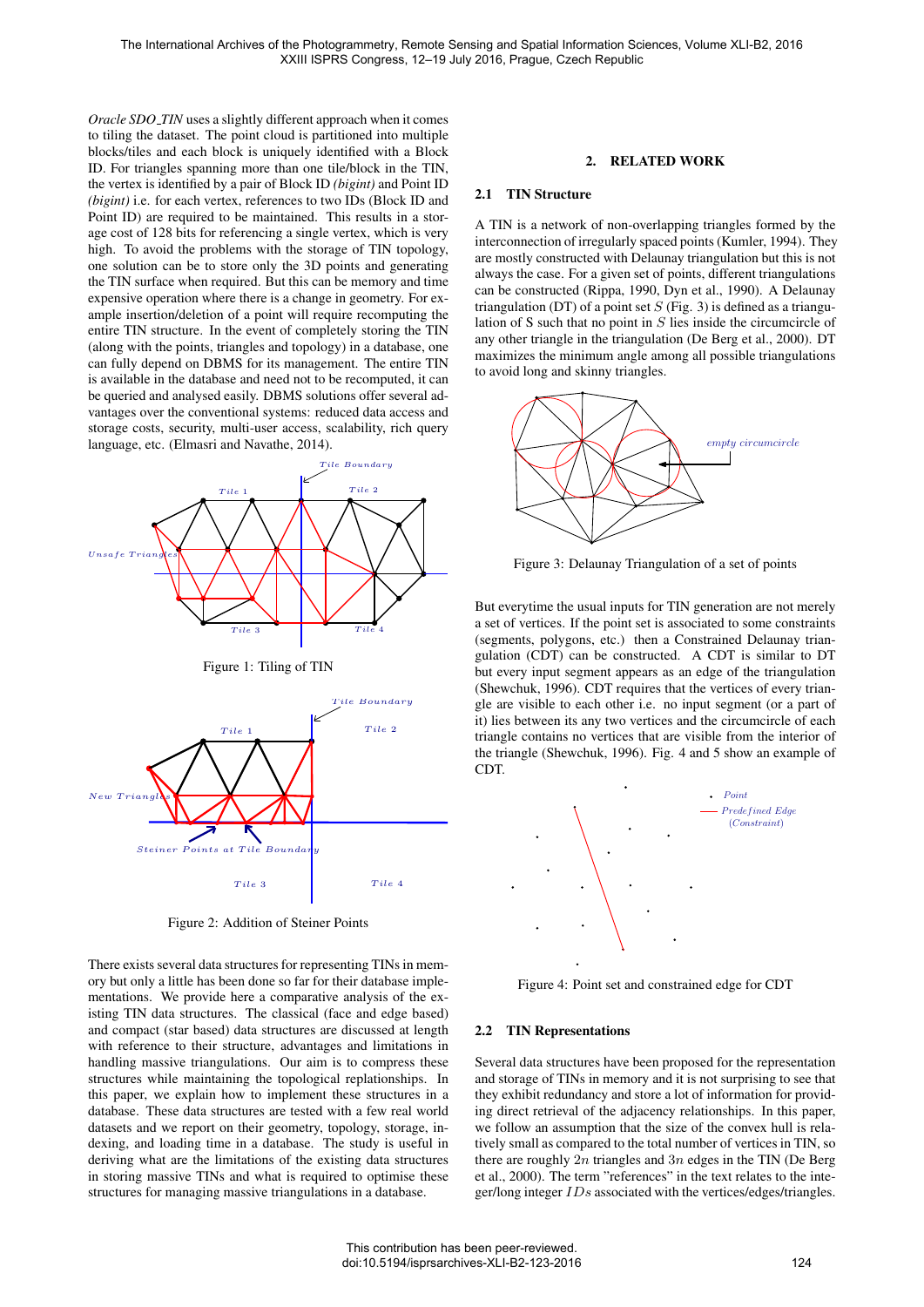*Oracle SDO_TIN* uses a slightly different approach when it comes to tiling the dataset. The point cloud is partitioned into multiple blocks/tiles and each block is uniquely identified with a Block ID. For triangles spanning more than one tile/block in the TIN, the vertex is identified by a pair of Block ID *(bigint)* and Point ID *(bigint)* i.e. for each vertex, references to two IDs (Block ID and Point ID) are required to be maintained. This results in a storage cost of 128 bits for referencing a single vertex, which is very high. To avoid the problems with the storage of TIN topology, one solution can be to store only the 3D points and generating the TIN surface when required. But this can be memory and time expensive operation where there is a change in geometry. For example insertion/deletion of a point will require recomputing the entire TIN structure. In the event of completely storing the TIN (along with the points, triangles and topology) in a database, one can fully depend on DBMS for its management. The entire TIN is available in the database and need not to be recomputed, it can be queried and analysed easily. DBMS solutions offer several advantages over the conventional systems: reduced data access and storage costs, security, multi-user access, scalability, rich query language, etc. (Elmasri and Navathe, 2014).

Figure 1: Tiling of TIN

Figure 2: Addition of Steiner Points

There exists several data structures for representing TINs in memory but only a little has been done so far for their database implementations. We provide here a comparative analysis of the existing TIN data structures. The classical (face and edge based) and compact (star based) data structures are discussed at length with reference to their structure, advantages and limitations in handling massive triangulations. Our aim is to compress these structures while maintaining the topological relationships. In this paper, we explain how to implement these structures in a database. These data structures are tested with a few real world datasets and we report on their geometry, topology, storage, indexing, and loading time in a database. The study is useful in deriving what are the limitations of the existing data structures in storing massive TINs and what is required to optimise these structures for managing massive triangulations in a database.

## 2. RELATED WORK

### 2.1 TIN Structure

A TIN is a network of non-overlapping triangles formed by the interconnection of irregularly spaced points (Kumler, 1994). They are mostly constructed with Delaunay triangulation but this is not always the case. For a given set of points, different triangulations can be constructed (Rippa, 1990, Dyn et al., 1990). A Delaunay triangulation (DT) of a point set $S$ (Fig. 3) is defined as a triangulation of S such that no point in $S$ lies inside the circumcircle of any other triangle in the triangulation (De Berg et al., 2000). DT maximizes the minimum angle among all possible triangulations to avoid long and skinny triangles.

Figure 3: Delaunay Triangulation of a set of points

But everytime the usual inputs for TIN generation are not merely a set of vertices. If the point set is associated to some constraints (segments, polygons, etc.) then a Constrained Delaunay triangulation (CDT) can be constructed. A CDT is similar to DT but every input segment appears as an edge of the triangulation (Shewchuk, 1996). CDT requires that the vertices of every triangle are visible to each other i.e. no input segment (or a part of it) lies between its any two vertices and the circumcircle of each triangle contains no vertices that are visible from the interior of the triangle (Shewchuk, 1996). Fig. 4 and 5 show an example of CDT.

Figure 4: Point set and constrained edge for CDT

### 2.2 TIN Representations

Several data structures have been proposed for the representation and storage of TINs in memory and it is not surprising to see that they exhibit redundancy and store a lot of information for providing direct retrieval of the adjacency relationships. In this paper, we follow an assumption that the size of the convex hull is relatively small as compared to the total number of vertices in TIN, so there are roughly $2n$ triangles and $3n$ edges in the TIN (De Berg et al., 2000). The term "references" in the text relates to the integer/long integer $IDs$ associated with the vertices/edges/triangles.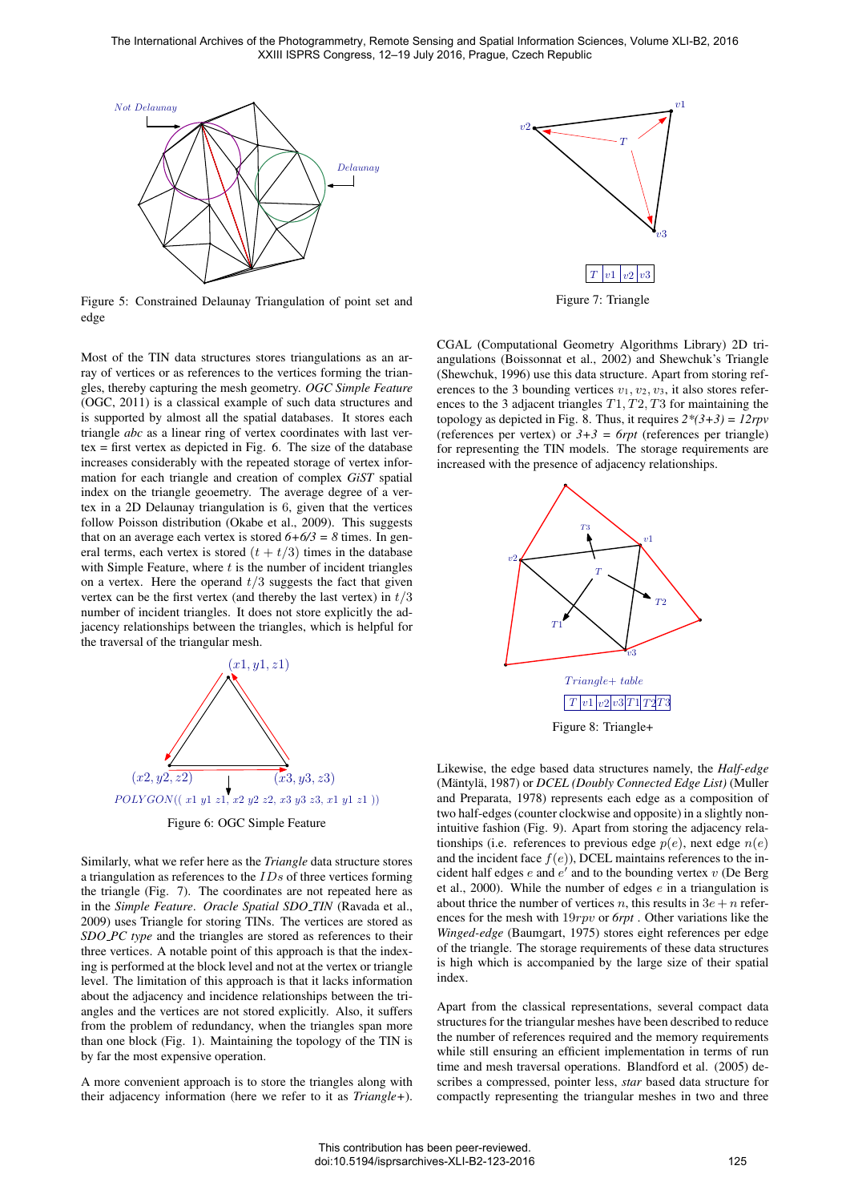Figure 5: Constrained Delaunay Triangulation of point set and edge

Most of the TIN data structures stores triangulations as an array of vertices or as references to the vertices forming the triangles, thereby capturing the mesh geometry. *OGC Simple Feature* (OGC, 2011) is a classical example of such data structures and is supported by almost all the spatial databases. It stores each triangle *abc* as a linear ring of vertex coordinates with last vertex = first vertex as depicted in Fig. 6. The size of the database increases considerably with the repeated storage of vertex information for each triangle and creation of complex *GiST* spatial index on the triangle geoemetry. The average degree of a vertex in a 2D Delaunay triangulation is 6, given that the vertices follow Poisson distribution (Okabe et al., 2009). This suggests that on an average each vertex is stored *6+6/3 = 8* times. In general terms, each vertex is stored $(t + t/3)$ times in the database with Simple Feature, where $t$ is the number of incident triangles on a vertex. Here the operand $t/3$ suggests the fact that given vertex can be the first vertex (and thereby the last vertex) in $t/3$ number of incident triangles. It does not store explicitly the adjacency relationships between the triangles, which is helpful for the traversal of the triangular mesh.

Figure 6: OGC Simple Feature

Similarly, what we refer here as the *Triangle* data structure stores a triangulation as references to the $IDs$ of three vertices forming the triangle (Fig. 7). The coordinates are not repeated here as in the *Simple Feature*. *Oracle Spatial SDO_TIN* (Ravada et al., 2009) uses Triangle for storing TINs. The vertices are stored as *SDO_PC type* and the triangles are stored as references to their three vertices. A notable point of this approach is that the indexing is performed at the block level and not at the vertex or triangle level. The limitation of this approach is that it lacks information about the adjacency and incidence relationships between the triangles and the vertices are not stored explicitly. Also, it suffers from the problem of redundancy, when the triangles span more than one block (Fig. 1). Maintaining the topology of the TIN is by far the most expensive operation.

A more convenient approach is to store the triangles along with their adjacency information (here we refer to it as *Triangle+*).

Figure 7: Triangle

CGAL (Computational Geometry Algorithms Library) 2D triangulations (Boissonnat et al., 2002) and Shewchuk's Triangle (Shewchuk, 1996) use this data structure. Apart from storing references to the 3 bounding vertices $v_1, v_2, v_3$, it also stores references to the 3 adjacent triangles $T1, T2, T3$ for maintaining the topology as depicted in Fig. 8. Thus, it requires *2\*(3+3) = 12rpv* (references per vertex) or *3+3 = 6rpt* (references per triangle) for representing the TIN models. The storage requirements are increased with the presence of adjacency relationships.

Figure 8: Triangle+

Likewise, the edge based data structures namely, the *Half-edge* (Mäntylä, 1987) or *DCEL (Doubly Connected Edge List)* (Muller and Preparata, 1978) represents each edge as a composition of two half-edges (counter clockwise and opposite) in a slightly non-intuitive fashion (Fig. 9). Apart from storing the adjacency relationships (i.e. references to previous edge $p(e)$, next edge $n(e)$ and the incident face $f(e)$), DCEL maintains references to the incident half edges $e$ and $e'$ and to the bounding vertex $v$ (De Berg et al., 2000). While the number of edges $e$ in a triangulation is about thrice the number of vertices $n$, this results in $3e + n$ references for the mesh with $19rpv$ or *6rpt* . Other variations like the *Winged-edge* (Baumgart, 1975) stores eight references per edge of the triangle. The storage requirements of these data structures is high which is accompanied by the large size of their spatial index.

Apart from the classical representations, several compact data structures for the triangular meshes have been described to reduce the number of references required and the memory requirements while still ensuring an efficient implementation in terms of run time and mesh traversal operations. Blandford et al. (2005) describes a compressed, pointer less, *star* based data structure for compactly representing the triangular meshes in two and three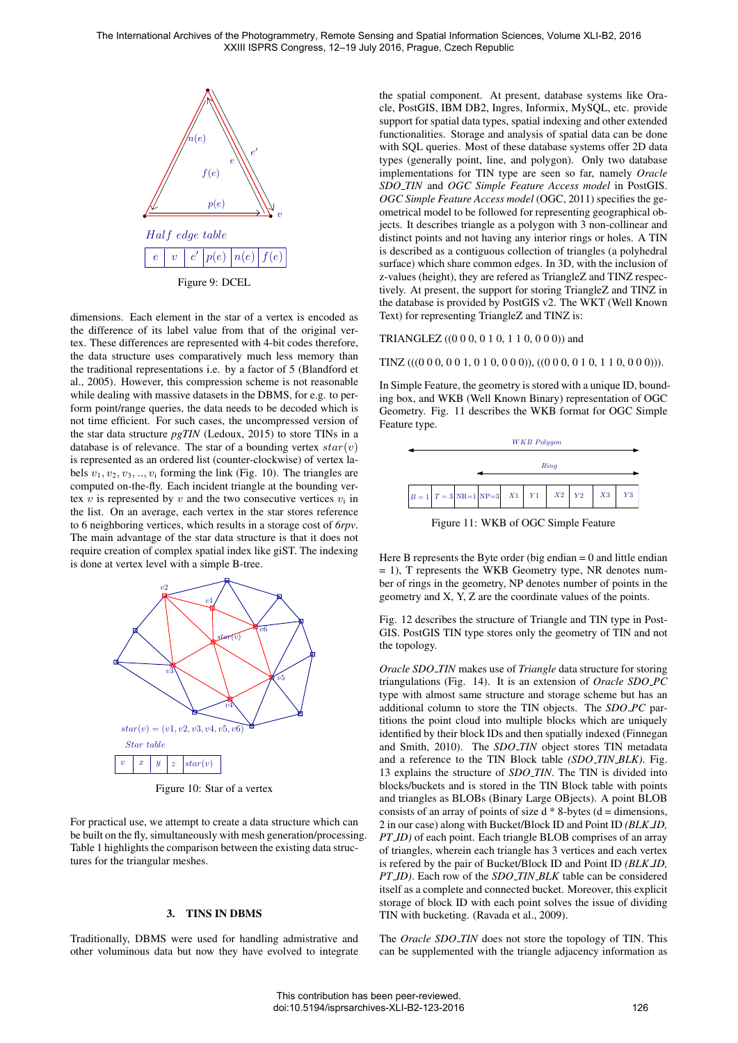Half edge table

| $e$ | $v$ | $e'$ | $p(e)$ | $n(e)$ | $f(e)$ |
|---|---|---|---|---|---|

Figure 9: DCEL

dimensions. Each element in the star of a vertex is encoded as the difference of its label value from that of the original vertex. These differences are represented with 4-bit codes therefore, the data structure uses comparatively much less memory than the traditional representations i.e. by a factor of 5 (Blandford et al., 2005). However, this compression scheme is not reasonable while dealing with massive datasets in the DBMS, for e.g. to perform point/range queries, the data needs to be decoded which is not time efficient. For such cases, the uncompressed version of the star data structure *pgTIN* (Ledoux, 2015) to store TINs in a database is of relevance. The star of a bounding vertex $star(v)$ is represented as an ordered list (counter-clockwise) of vertex labels $v_1, v_2, v_3, .., v_i$ forming the link (Fig. 10). The triangles are computed on-the-fly. Each incident triangle at the bounding vertex $v$ is represented by $v$ and the two consecutive vertices $v_i$ in the list. On an average, each vertex in the star stores reference to 6 neighboring vertices, which results in a storage cost of *6rpv*. The main advantage of the star data structure is that it does not require creation of complex spatial index like giST. The indexing is done at vertex level with a simple B-tree.

$star(v) = (v1, v2, v3, v4, v5, v6)$

Star table

| $v$ | $x$ | $y$ | $z$ | $star(v)$ |
|---|---|---|---|---|

Figure 10: Star of a vertex

For practical use, we attempt to create a data structure which can be built on the fly, simultaneously with mesh generation/processing. Table 1 highlights the comparison between the existing data structures for the triangular meshes.

## 3. TINS IN DBMS

Traditionally, DBMS were used for handling admistrative and other voluminous data but now they have evolved to integrate the spatial component. At present, database systems like Oracle, PostGIS, IBM DB2, Ingres, Informix, MySQL, etc. provide support for spatial data types, spatial indexing and other extended functionalities. Storage and analysis of spatial data can be done with SQL queries. Most of these database systems offer 2D data types (generally point, line, and polygon). Only two database implementations for TIN type are seen so far, namely *Oracle SDO_TIN* and *OGC Simple Feature Access model* in PostGIS. *OGC Simple Feature Access model* (OGC, 2011) specifies the geometrical model to be followed for representing geographical objects. It describes triangle as a polygon with 3 non-collinear and distinct points and not having any interior rings or holes. A TIN is described as a contiguous collection of triangles (a polyhedral surface) which share common edges. In 3D, with the inclusion of z-values (height), they are refered as TriangleZ and TINZ respectively. At present, the support for storing TriangleZ and TINZ in the database is provided by PostGIS v2. The WKT (Well Known Text) for representing TriangleZ and TINZ is:

TRIANGLEZ ((0 0 0, 0 1 0, 1 1 0, 0 0 0)) and

TINZ (((0 0 0, 0 0 1, 0 1 0, 0 0 0)), ((0 0 0, 0 1 0, 1 1 0, 0 0 0))).

In Simple Feature, the geometry is stored with a unique ID, bounding box, and WKB (Well Known Binary) representation of OGC Geometry. Fig. 11 describes the WKB format for OGC Simple Feature type.

WKB Polygon

Ring

| $B=1$ | $T=3$ | NR=1 | NP=3 | $X1$ | $Y1$ | $X2$ | $Y2$ | $X3$ | $Y3$ |
|---|---|---|---|---|---|---|---|---|---|

Figure 11: WKB of OGC Simple Feature

Here B represents the Byte order (big endian = 0 and little endian = 1), T represents the WKB Geometry type, NR denotes number of rings in the geometry, NP denotes number of points in the geometry and X, Y, Z are the coordinate values of the points.

Fig. 12 describes the structure of Triangle and TIN type in PostGIS. PostGIS TIN type stores only the geometry of TIN and not the topology.

*Oracle SDO_TIN* makes use of *Triangle* data structure for storing triangulations (Fig. 14). It is an extension of *Oracle SDO_PC* type with almost same structure and storage scheme but has an additional column to store the TIN objects. The *SDO_PC* partitions the point cloud into multiple blocks which are uniquely identified by their block IDs and then spatially indexed (Finnegan and Smith, 2010). The *SDO_TIN* object stores TIN metadata and a reference to the TIN Block table *(SDO_TIN_BLK)*. Fig. 13 explains the structure of *SDO_TIN*. The TIN is divided into blocks/buckets and is stored in the TIN Block table with points and triangles as BLOBs (Binary Large OBjects). A point BLOB consists of an array of points of size d * 8-bytes (d = dimensions, 2 in our case) along with Bucket/Block ID and Point ID *(BLK_ID, PT_ID)* of each point. Each triangle BLOB comprises of an array of triangles, wherein each triangle has 3 vertices and each vertex is refered by the pair of Bucket/Block ID and Point ID *(BLK_ID, PT_ID)*. Each row of the *SDO_TIN_BLK* table can be considered itself as a complete and connected bucket. Moreover, this explicit storage of block ID with each point solves the issue of dividing TIN with bucketing. (Ravada et al., 2009).

The *Oracle SDO_TIN* does not store the topology of TIN. This can be supplemented with the triangle adjacency information as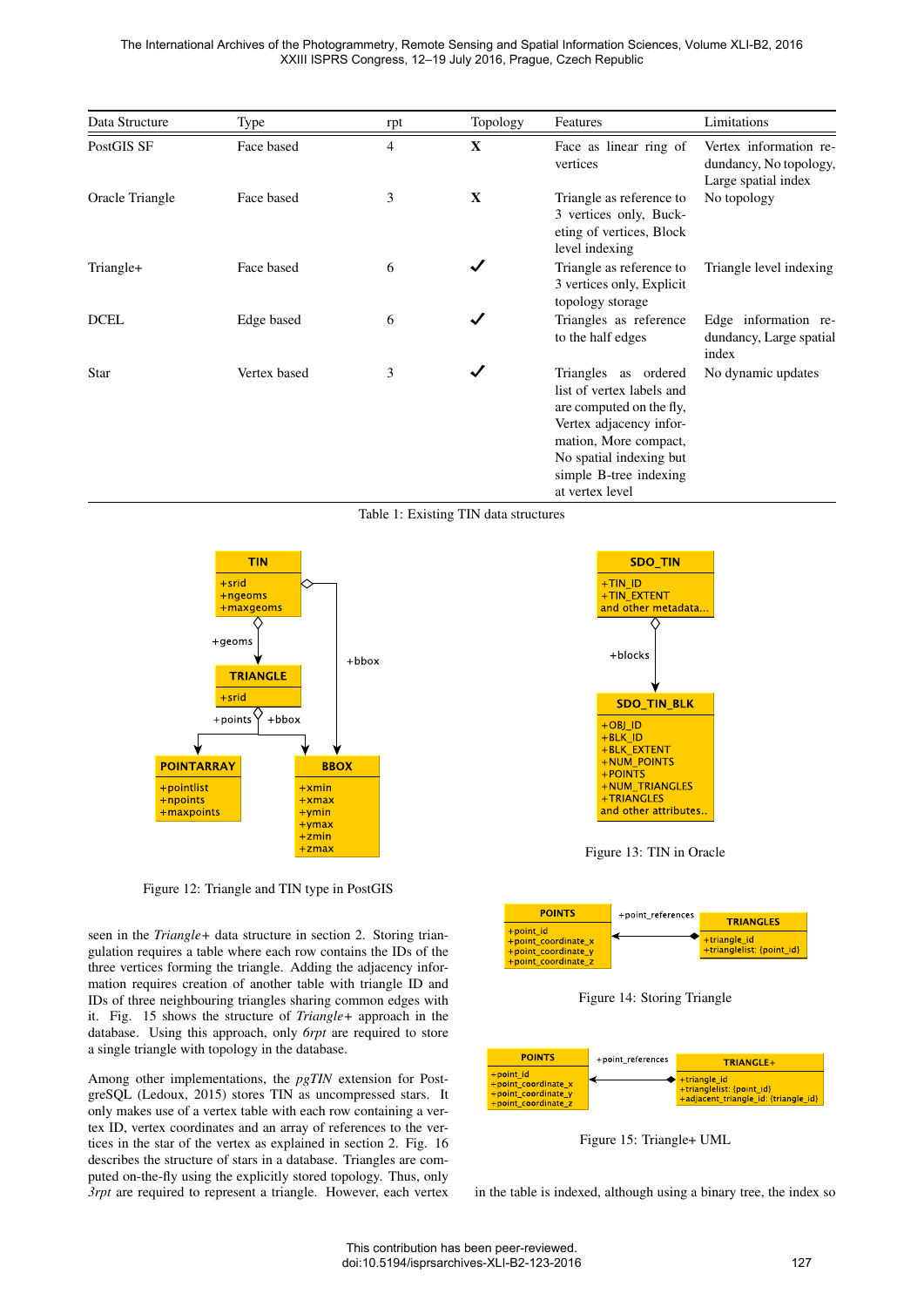| Data Structure | Type | rpt | Topology | Features | Limitations |
|---|---|---|---|---|---|
| PostGIS SF | Face based | 4 | **X** | Face as linear ring of vertices | Vertex information redundancy, No topology, Large spatial index |
| Oracle Triangle | Face based | 3 | **X** | Triangle as reference to 3 vertices only, Bucketing of vertices, Block level indexing | No topology |
| Triangle+ | Face based | 6 | ✓ | Triangle as reference to 3 vertices only, Explicit topology storage | Triangle level indexing |
| DCEL | Edge based | 6 | ✓ | Triangles as reference to the half edges | Edge information redundancy, Large spatial index |
| Star | Vertex based | 3 | ✓ | Triangles as ordered list of vertex labels and are computed on the fly, Vertex adjacency information, More compact, No spatial indexing but simple B-tree indexing at vertex level | No dynamic updates |

Table 1: Existing TIN data structures

Figure 12: Triangle and TIN type in PostGIS

Figure 13: TIN in Oracle

Figure 14: Storing Triangle

Figure 15: Triangle+ UML

seen in the *Triangle+* data structure in section 2. Storing triangulation requires a table where each row contains the IDs of the three vertices forming the triangle. Adding the adjacency information requires creation of another table with triangle ID and IDs of three neighbouring triangles sharing common edges with it. Fig. 15 shows the structure of *Triangle+* approach in the database. Using this approach, only *6rpt* are required to store a single triangle with topology in the database.

Among other implementations, the *pgTIN* extension for PostgreSQL (Ledoux, 2015) stores TIN as uncompressed stars. It only makes use of a vertex table with each row containing a vertex ID, vertex coordinates and an array of references to the vertices in the star of the vertex as explained in section 2. Fig. 16 describes the structure of stars in a database. Triangles are computed on-the-fly using the explicitly stored topology. Thus, only *3rpt* are required to represent a triangle. However, each vertex in the table is indexed, although using a binary tree, the index so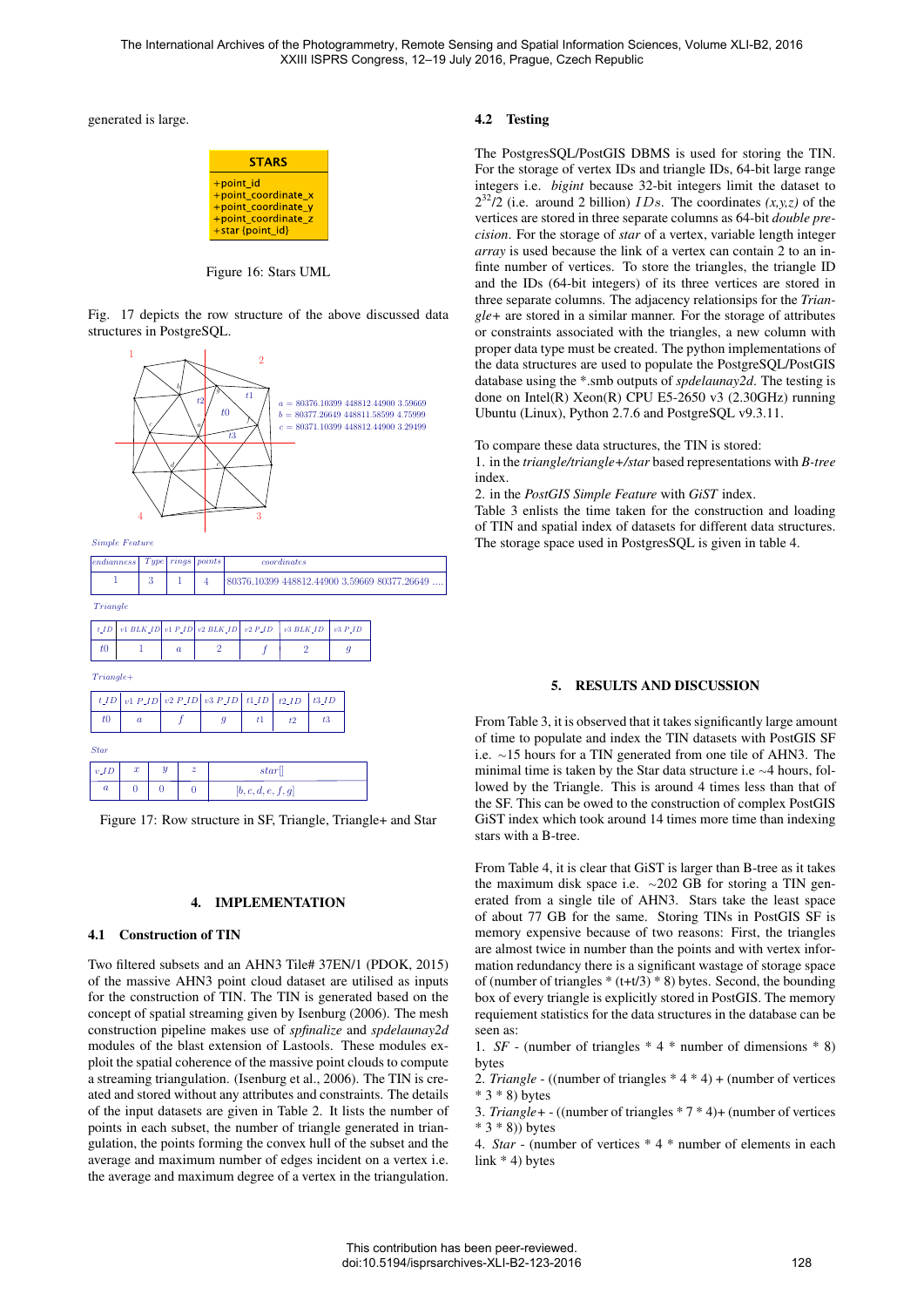generated is large.

| STARS |
|---|
| +point_id<br>+point_coordinate_x<br>+point_coordinate_y<br>+point_coordinate_z<br>+star {point_id} |

Figure 16: Stars UML

Fig. 17 depicts the row structure of the above discussed data structures in PostgreSQL.

$a$ = 80376.10399 448812.44900 3.59669
$b$ = 80377.26649 448811.58599 4.75999
$c$ = 80371.10399 448812.44900 3.29499

*Simple Feature*

| endianness | Type | rings | points | coordinates |
|---|---|---|---|---|
| 1 | 3 | 1 | 4 | 80376.10399 448812.44900 3.59669 80377.26649 .... |

*Triangle*

| t_ID | v1 BLK_ID | v1 P_ID | v2 BLK_ID | v2 P_ID | v3 BLK_ID | v3 P_ID |
|---|---|---|---|---|---|---|
| t0 | 1 | a | 2 | f | 2 | g |

*Triangle+*

| t_ID | v1 P_ID | v2 P_ID | v3 P_ID | t1_ID | t2_ID | t3_ID |
|---|---|---|---|---|---|---|
| t0 | a | f | g | t1 | t2 | t3 |

*Star*

| v_ID | x | y | z | star[] |
|---|---|---|---|---|
| a | 0 | 0 | 0 | [b, c, d, e, f, g] |

Figure 17: Row structure in SF, Triangle, Triangle+ and Star

## 4. IMPLEMENTATION

### 4.1 Construction of TIN

Two filtered subsets and an AHN3 Tile# 37EN/1 (PDOK, 2015) of the massive AHN3 point cloud dataset are utilised as inputs for the construction of TIN. The TIN is generated based on the concept of spatial streaming given by Isenburg (2006). The mesh construction pipeline makes use of *spfinalize* and *spdelaunay2d* modules of the blast extension of Lastools. These modules exploit the spatial coherence of the massive point clouds to compute a streaming triangulation. (Isenburg et al., 2006). The TIN is created and stored without any attributes and constraints. The details of the input datasets are given in Table 2. It lists the number of points in each subset, the number of triangle generated in triangulation, the points forming the convex hull of the subset and the average and maximum number of edges incident on a vertex i.e. the average and maximum degree of a vertex in the triangulation.

### 4.2 Testing

The PostgresSQL/PostGIS DBMS is used for storing the TIN. For the storage of vertex IDs and triangle IDs, 64-bit large range integers i.e. *bigint* because 32-bit integers limit the dataset to $2^{32}/2$ (i.e. around 2 billion) $IDs$. The coordinates *(x,y,z)* of the vertices are stored in three separate columns as 64-bit *double precision*. For the storage of *star* of a vertex, variable length integer *array* is used because the link of a vertex can contain 2 to an infinte number of vertices. To store the triangles, the triangle ID and the IDs (64-bit integers) of its three vertices are stored in three separate columns. The adjacency relationsips for the *Triangle+* are stored in a similar manner. For the storage of attributes or constraints associated with the triangles, a new column with proper data type must be created. The python implementations of the data structures are used to populate the PostgresSQL/PostGIS database using the *.smb outputs of *spdelaunay2d*. The testing is done on Intel(R) Xeon(R) CPU E5-2650 v3 (2.30GHz) running Ubuntu (Linux), Python 2.7.6 and PostgreSQL v9.3.11.

To compare these data structures, the TIN is stored:
1. in the *triangle/triangle+/star* based representations with *B-tree* index.
2. in the *PostGIS Simple Feature* with *GiST* index.
Table 3 enlists the time taken for the construction and loading of TIN and spatial index of datasets for different data structures. The storage space used in PostgresSQL is given in table 4.

## 5. RESULTS AND DISCUSSION

From Table 3, it is observed that it takes significantly large amount of time to populate and index the TIN datasets with PostGIS SF i.e. ~15 hours for a TIN generated from one tile of AHN3. The minimal time is taken by the Star data structure i.e ~4 hours, followed by the Triangle. This is around 4 times less than that of the SF. This can be owed to the construction of complex PostGIS GiST index which took around 14 times more time than indexing stars with a B-tree.

From Table 4, it is clear that GiST is larger than B-tree as it takes the maximum disk space i.e. ~202 GB for storing a TIN generated from a single tile of AHN3. Stars take the least space of about 77 GB for the same. Storing TINs in PostGIS SF is memory expensive because of two reasons: First, the triangles are almost twice in number than the points and with vertex information redundancy there is a significant wastage of storage space of (number of triangles * (t+t/3) * 8) bytes. Second, the bounding box of every triangle is explicitly stored in PostGIS. The memory requiement statistics for the data structures in the database can be seen as:

1. *SF* - (number of triangles * 4 * number of dimensions * 8) bytes
2. *Triangle* - ((number of triangles * 4 * 4) + (number of vertices * 3 * 8) bytes
3. *Triangle+* - ((number of triangles * 7 * 4)+ (number of vertices * 3 * 8)) bytes
4. *Star* - (number of vertices * 4 * number of elements in each link * 4) bytes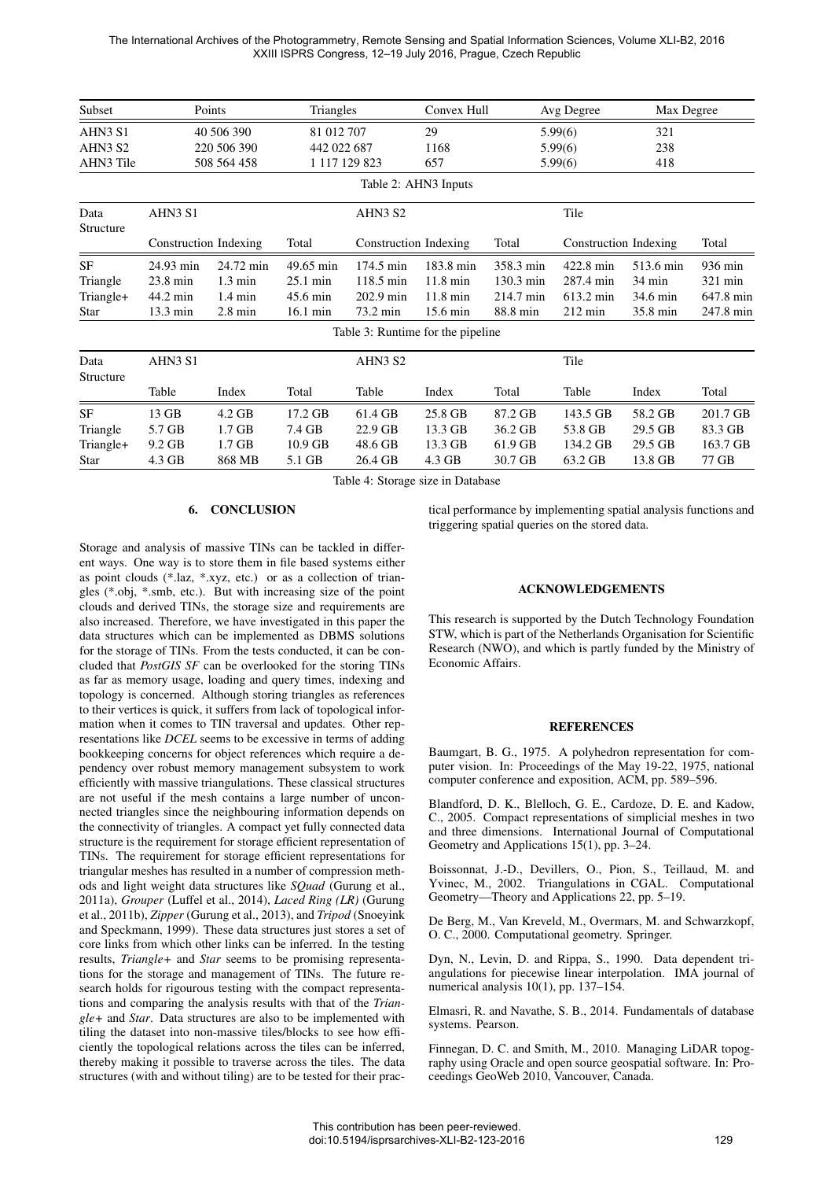| Subset | Points | Triangles | Convex Hull | Avg Degree | Max Degree |
|---|---|---|---|---|---|
| AHN3 S1 | 40 506 390 | 81 012 707 | 29 | 5.99(6) | 321 |
| AHN3 S2 | 220 506 390 | 442 022 687 | 1168 | 5.99(6) | 238 |
| AHN3 Tile | 508 564 458 | 1 117 129 823 | 657 | 5.99(6) | 418 |

Table 2: AHN3 Inputs

| Data Structure | AHN3 S1 | | | AHN3 S2 | | | Tile | | |
|---|---|---|---|---|---|---|---|---|---|
| | Construction | Indexing | Total | Construction | Indexing | Total | Construction | Indexing | Total |
| SF | 24.93 min | 24.72 min | 49.65 min | 174.5 min | 183.8 min | 358.3 min | 422.8 min | 513.6 min | 936 min |
| Triangle | 23.8 min | 1.3 min | 25.1 min | 118.5 min | 11.8 min | 130.3 min | 287.4 min | 34 min | 321 min |
| Triangle+ | 44.2 min | 1.4 min | 45.6 min | 202.9 min | 11.8 min | 214.7 min | 613.2 min | 34.6 min | 647.8 min |
| Star | 13.3 min | 2.8 min | 16.1 min | 73.2 min | 15.6 min | 88.8 min | 212 min | 35.8 min | 247.8 min |

Table 3: Runtime for the pipeline

| Data Structure | AHN3 S1 | | | AHN3 S2 | | | Tile | | |
|---|---|---|---|---|---|---|---|---|---|
| | Table | Index | Total | Table | Index | Total | Table | Index | Total |
| SF | 13 GB | 4.2 GB | 17.2 GB | 61.4 GB | 25.8 GB | 87.2 GB | 143.5 GB | 58.2 GB | 201.7 GB |
| Triangle | 5.7 GB | 1.7 GB | 7.4 GB | 22.9 GB | 13.3 GB | 36.2 GB | 53.8 GB | 29.5 GB | 83.3 GB |
| Triangle+ | 9.2 GB | 1.7 GB | 10.9 GB | 48.6 GB | 13.3 GB | 61.9 GB | 134.2 GB | 29.5 GB | 163.7 GB |
| Star | 4.3 GB | 868 MB | 5.1 GB | 26.4 GB | 4.3 GB | 30.7 GB | 63.2 GB | 13.8 GB | 77 GB |

Table 4: Storage size in Database

## 6. CONCLUSION

Storage and analysis of massive TINs can be tackled in different ways. One way is to store them in file based systems either as point clouds (*.laz, *.xyz, etc.) or as a collection of triangles (*.obj, *.smb, etc.). But with increasing size of the point clouds and derived TINs, the storage size and requirements are also increased. Therefore, we have investigated in this paper the data structures which can be implemented as DBMS solutions for the storage of TINs. From the tests conducted, it can be concluded that *PostGIS SF* can be overlooked for the storing TINs as far as memory usage, loading and query times, indexing and topology is concerned. Although storing triangles as references to their vertices is quick, it suffers from lack of topological information when it comes to TIN traversal and updates. Other representations like *DCEL* seems to be excessive in terms of adding bookkeeping concerns for object references which require a dependency over robust memory management subsystem to work efficiently with massive triangulations. These classical structures are not useful if the mesh contains a large number of unconnected triangles since the neighbouring information depends on the connectivity of triangles. A compact yet fully connected data structure is the requirement for storage efficient representation of TINs. The requirement for storage efficient representations for triangular meshes has resulted in a number of compression methods and light weight data structures like *SQuad* (Gurung et al., 2011a), *Grouper* (Luffel et al., 2014), *Laced Ring (LR)* (Gurung et al., 2011b), *Zipper* (Gurung et al., 2013), and *Tripod* (Snoeyink and Speckmann, 1999). These data structures just stores a set of core links from which other links can be inferred. In the testing results, *Triangle+* and *Star* seems to be promising representations for the storage and management of TINs. The future research holds for rigourous testing with the compact representations and comparing the analysis results with that of the *Triangle+* and *Star*. Data structures are also to be implemented with tiling the dataset into non-massive tiles/blocks to see how efficiently the topological relations across the tiles can be inferred, thereby making it possible to traverse across the tiles. The data structures (with and without tiling) are to be tested for their practical performance by implementing spatial analysis functions and triggering spatial queries on the stored data.

## ACKNOWLEDGEMENTS

This research is supported by the Dutch Technology Foundation STW, which is part of the Netherlands Organisation for Scientific Research (NWO), and which is partly funded by the Ministry of Economic Affairs.

## REFERENCES

Baumgart, B. G., 1975. A polyhedron representation for computer vision. In: Proceedings of the May 19-22, 1975, national computer conference and exposition, ACM, pp. 589–596.

Blandford, D. K., Blelloch, G. E., Cardoze, D. E. and Kadow, C., 2005. Compact representations of simplicial meshes in two and three dimensions. International Journal of Computational Geometry and Applications 15(1), pp. 3–24.

Boissonnat, J.-D., Devillers, O., Pion, S., Teillaud, M. and Yvinec, M., 2002. Triangulations in CGAL. Computational Geometry—Theory and Applications 22, pp. 5–19.

De Berg, M., Van Kreveld, M., Overmars, M. and Schwarzkopf, O. C., 2000. Computational geometry. Springer.

Dyn, N., Levin, D. and Rippa, S., 1990. Data dependent triangulations for piecewise linear interpolation. IMA journal of numerical analysis 10(1), pp. 137–154.

Elmasri, R. and Navathe, S. B., 2014. Fundamentals of database systems. Pearson.

Finnegan, D. C. and Smith, M., 2010. Managing LiDAR topography using Oracle and open source geospatial software. In: Proceedings GeoWeb 2010, Vancouver, Canada.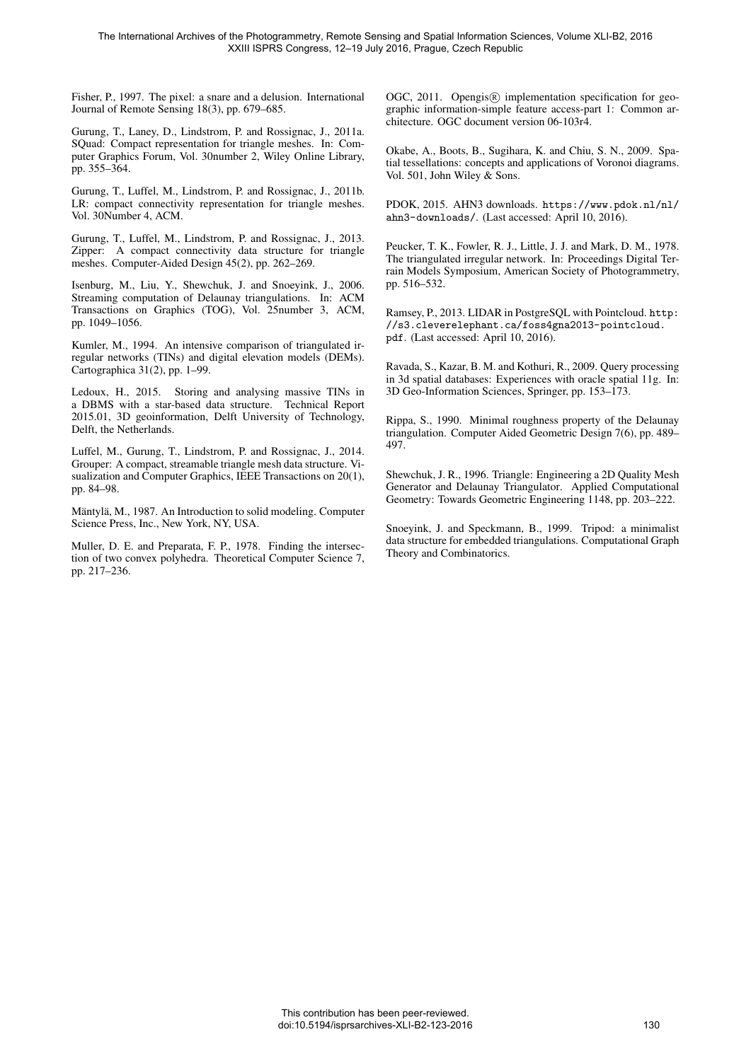Fisher, P., 1997. The pixel: a snare and a delusion. International Journal of Remote Sensing 18(3), pp. 679–685.

Gurung, T., Laney, D., Lindstrom, P. and Rossignac, J., 2011a. SQuad: Compact representation for triangle meshes. In: Computer Graphics Forum, Vol. 30number 2, Wiley Online Library, pp. 355–364.

Gurung, T., Luffel, M., Lindstrom, P. and Rossignac, J., 2011b. LR: compact connectivity representation for triangle meshes. Vol. 30Number 4, ACM.

Gurung, T., Luffel, M., Lindstrom, P. and Rossignac, J., 2013. Zipper: A compact connectivity data structure for triangle meshes. Computer-Aided Design 45(2), pp. 262–269.

Isenburg, M., Liu, Y., Shewchuk, J. and Snoeyink, J., 2006. Streaming computation of Delaunay triangulations. In: ACM Transactions on Graphics (TOG), Vol. 25number 3, ACM, pp. 1049–1056.

Kumler, M., 1994. An intensive comparison of triangulated irregular networks (TINs) and digital elevation models (DEMs). Cartographica 31(2), pp. 1–99.

Ledoux, H., 2015. Storing and analysing massive TINs in a DBMS with a star-based data structure. Technical Report 2015.01, 3D geoinformation, Delft University of Technology, Delft, the Netherlands.

Luffel, M., Gurung, T., Lindstrom, P. and Rossignac, J., 2014. Grouper: A compact, streamable triangle mesh data structure. Visualization and Computer Graphics, IEEE Transactions on 20(1), pp. 84–98.

Mäntylä, M., 1987. An Introduction to solid modeling. Computer Science Press, Inc., New York, NY, USA.

Muller, D. E. and Preparata, F. P., 1978. Finding the intersection of two convex polyhedra. Theoretical Computer Science 7, pp. 217–236.

OGC, 2011. Opengis® implementation specification for geographic information-simple feature access-part 1: Common architecture. OGC document version 06-103r4.

Okabe, A., Boots, B., Sugihara, K. and Chiu, S. N., 2009. Spatial tessellations: concepts and applications of Voronoi diagrams. Vol. 501, John Wiley & Sons.

PDOK, 2015. AHN3 downloads. https://www.pdok.nl/nl/ahn3-downloads/. (Last accessed: April 10, 2016).

Peucker, T. K., Fowler, R. J., Little, J. J. and Mark, D. M., 1978. The triangulated irregular network. In: Proceedings Digital Terrain Models Symposium, American Society of Photogrammetry, pp. 516–532.

Ramsey, P., 2013. LIDAR in PostgreSQL with Pointcloud. http://s3.cleverelephant.ca/foss4gna2013-pointcloud.pdf. (Last accessed: April 10, 2016).

Ravada, S., Kazar, B. M. and Kothuri, R., 2009. Query processing in 3d spatial databases: Experiences with oracle spatial 11g. In: 3D Geo-Information Sciences, Springer, pp. 153–173.

Rippa, S., 1990. Minimal roughness property of the Delaunay triangulation. Computer Aided Geometric Design 7(6), pp. 489–497.

Shewchuk, J. R., 1996. Triangle: Engineering a 2D Quality Mesh Generator and Delaunay Triangulator. Applied Computational Geometry: Towards Geometric Engineering 1148, pp. 203–222.

Snoeyink, J. and Speckmann, B., 1999. Tripod: a minimalist data structure for embedded triangulations. Computational Graph Theory and Combinatorics.